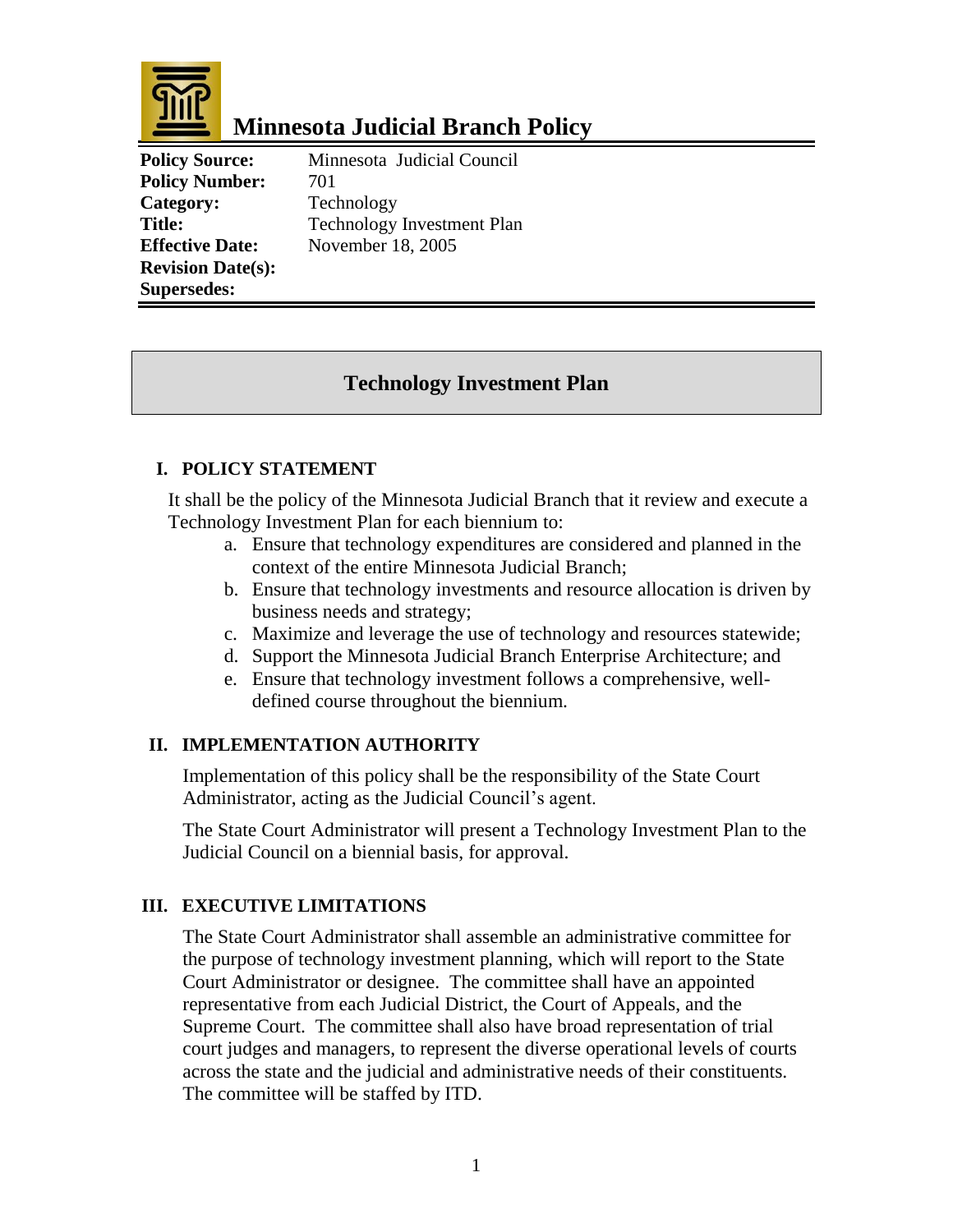# Minnesota Judicial Branch Policy

| | |
|---|---|
| **Policy Source:** | Minnesota Judicial Council |
| **Policy Number:** | 701 |
| **Category:** | Technology |
| **Title:** | Technology Investment Plan |
| **Effective Date:** | November 18, 2005 |
| **Revision Date(s):** | |
| **Supersedes:** | |

## Technology Investment Plan

### I. POLICY STATEMENT

It shall be the policy of the Minnesota Judicial Branch that it review and execute a Technology Investment Plan for each biennium to:

a. Ensure that technology expenditures are considered and planned in the context of the entire Minnesota Judicial Branch;
b. Ensure that technology investments and resource allocation is driven by business needs and strategy;
c. Maximize and leverage the use of technology and resources statewide;
d. Support the Minnesota Judicial Branch Enterprise Architecture; and
e. Ensure that technology investment follows a comprehensive, well-defined course throughout the biennium.

### II. IMPLEMENTATION AUTHORITY

Implementation of this policy shall be the responsibility of the State Court Administrator, acting as the Judicial Council's agent.

The State Court Administrator will present a Technology Investment Plan to the Judicial Council on a biennial basis, for approval.

### III. EXECUTIVE LIMITATIONS

The State Court Administrator shall assemble an administrative committee for the purpose of technology investment planning, which will report to the State Court Administrator or designee. The committee shall have an appointed representative from each Judicial District, the Court of Appeals, and the Supreme Court. The committee shall also have broad representation of trial court judges and managers, to represent the diverse operational levels of courts across the state and the judicial and administrative needs of their constituents. The committee will be staffed by ITD.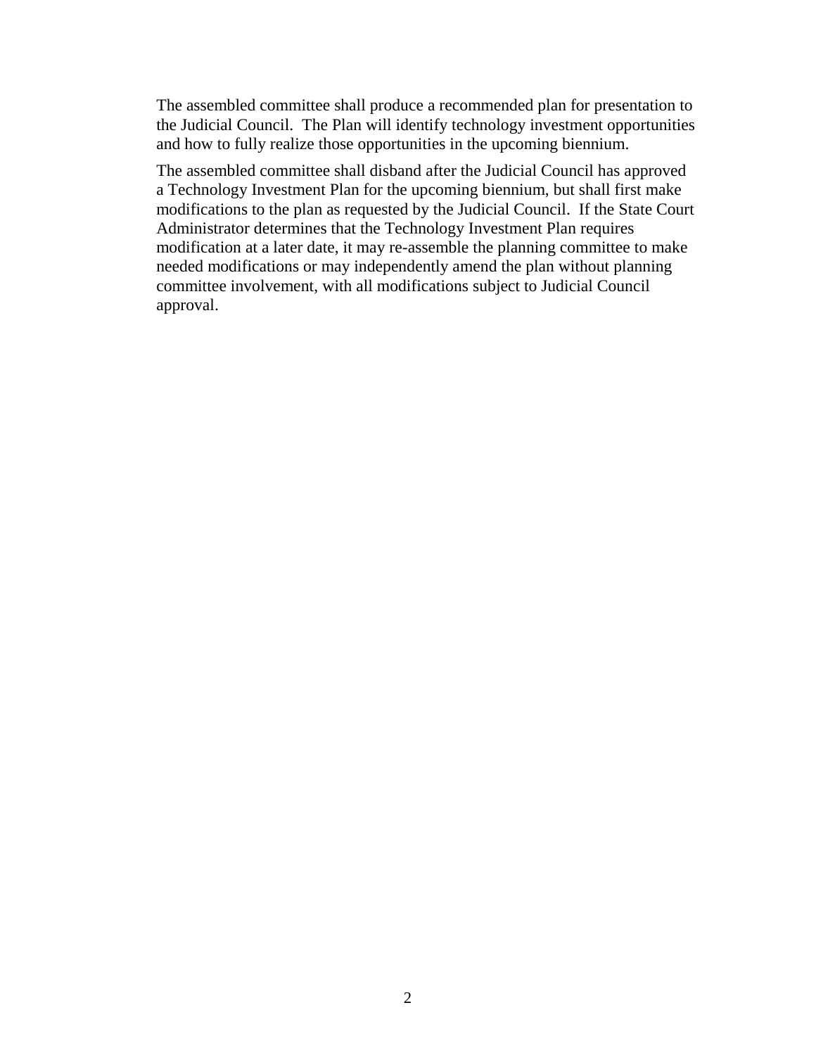The assembled committee shall produce a recommended plan for presentation to the Judicial Council. The Plan will identify technology investment opportunities and how to fully realize those opportunities in the upcoming biennium.

The assembled committee shall disband after the Judicial Council has approved a Technology Investment Plan for the upcoming biennium, but shall first make modifications to the plan as requested by the Judicial Council. If the State Court Administrator determines that the Technology Investment Plan requires modification at a later date, it may re-assemble the planning committee to make needed modifications or may independently amend the plan without planning committee involvement, with all modifications subject to Judicial Council approval.